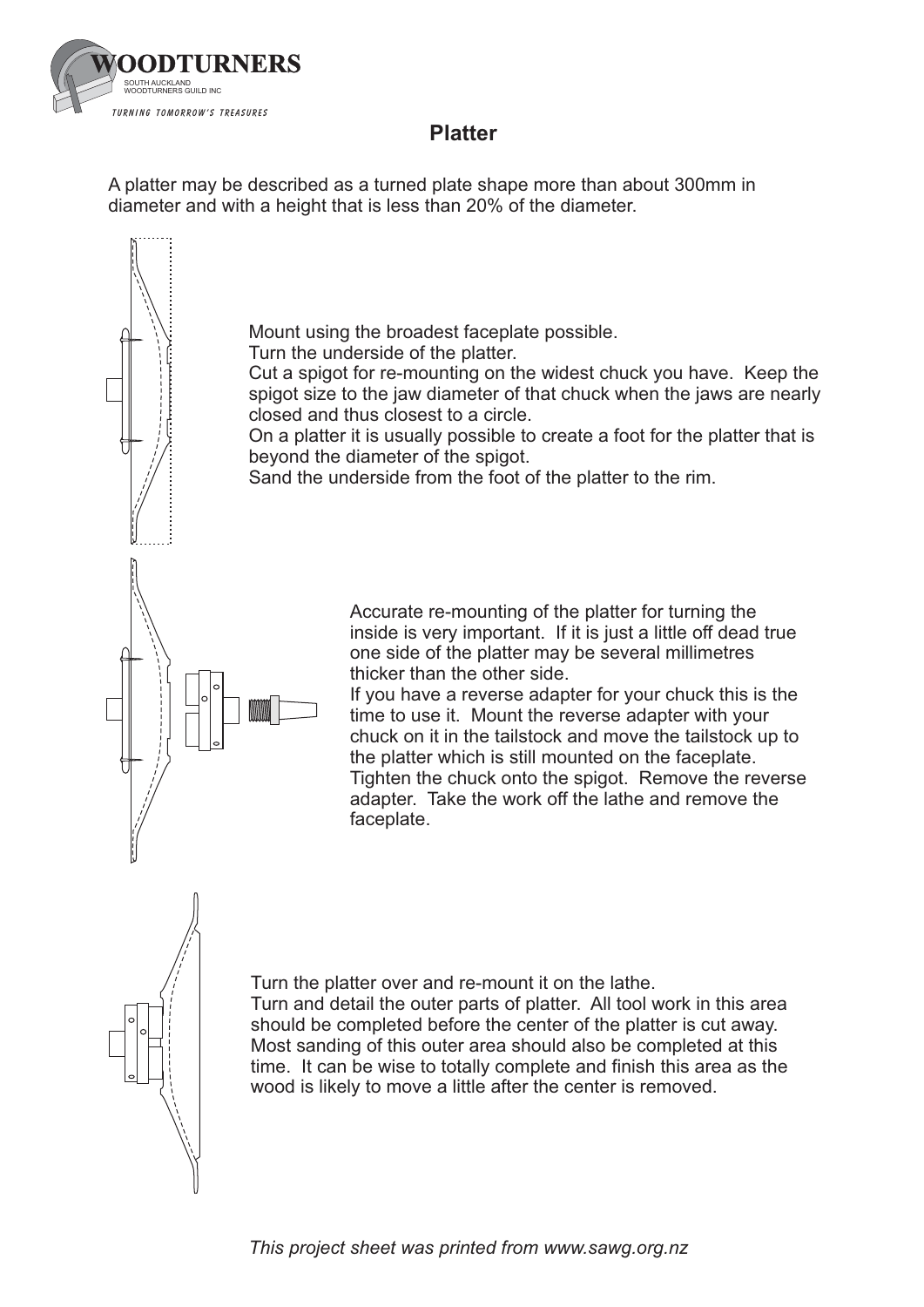# Platter

A platter may be described as a turned plate shape more than about 300mm in diameter and with a height that is less than 20% of the diameter.

Mount using the broadest faceplate possible.
Turn the underside of the platter.
Cut a spigot for re-mounting on the widest chuck you have. Keep the spigot size to the jaw diameter of that chuck when the jaws are nearly closed and thus closest to a circle.
On a platter it is usually possible to create a foot for the platter that is beyond the diameter of the spigot.
Sand the underside from the foot of the platter to the rim.

Accurate re-mounting of the platter for turning the inside is very important. If it is just a little off dead true one side of the platter may be several millimetres thicker than the other side.
If you have a reverse adapter for your chuck this is the time to use it. Mount the reverse adapter with your chuck on it in the tailstock and move the tailstock up to the platter which is still mounted on the faceplate. Tighten the chuck onto the spigot. Remove the reverse adapter. Take the work off the lathe and remove the faceplate.

Turn the platter over and re-mount it on the lathe.
Turn and detail the outer parts of platter. All tool work in this area should be completed before the center of the platter is cut away. Most sanding of this outer area should also be completed at this time. It can be wise to totally complete and finish this area as the wood is likely to move a little after the center is removed.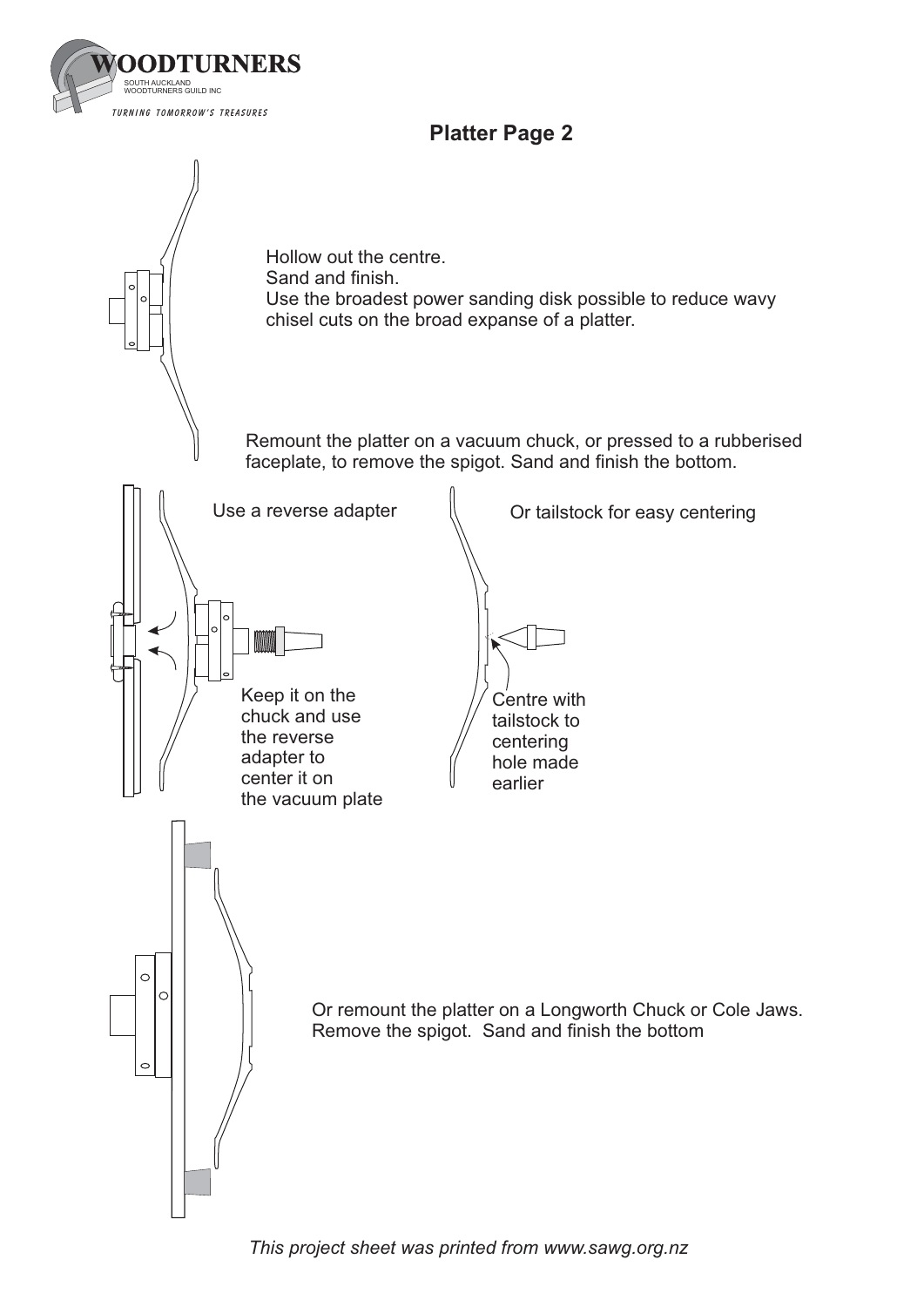## Platter Page 2

Hollow out the centre.
Sand and finish.
Use the broadest power sanding disk possible to reduce wavy chisel cuts on the broad expanse of a platter.

Remount the platter on a vacuum chuck, or pressed to a rubberised faceplate, to remove the spigot. Sand and finish the bottom.

Use a reverse adapter

Keep it on the chuck and use the reverse adapter to center it on the vacuum plate

Or tailstock for easy centering

Centre with tailstock to centering hole made earlier

Or remount the platter on a Longworth Chuck or Cole Jaws.
Remove the spigot. Sand and finish the bottom

*This project sheet was printed from www.sawg.org.nz*